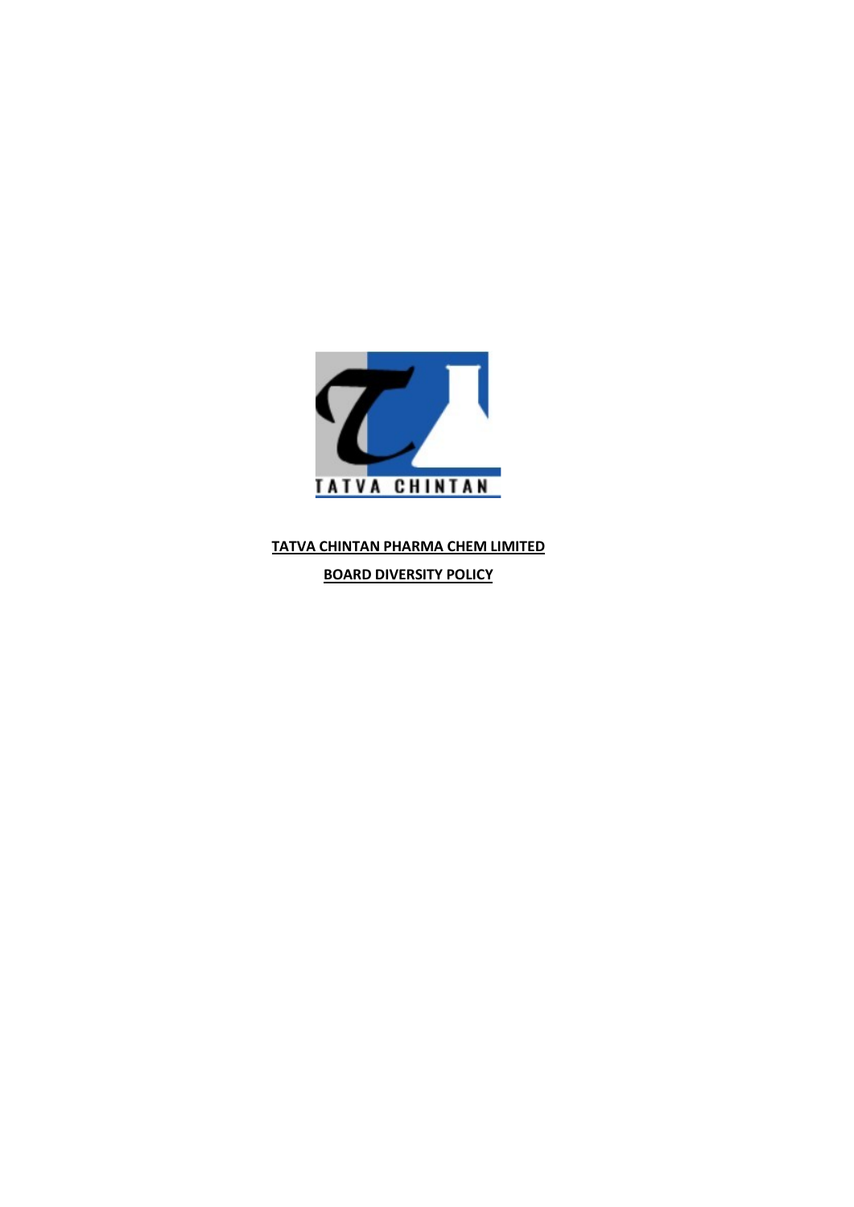**TATVA CHINTAN PHARMA CHEM LIMITED**

**BOARD DIVERSITY POLICY**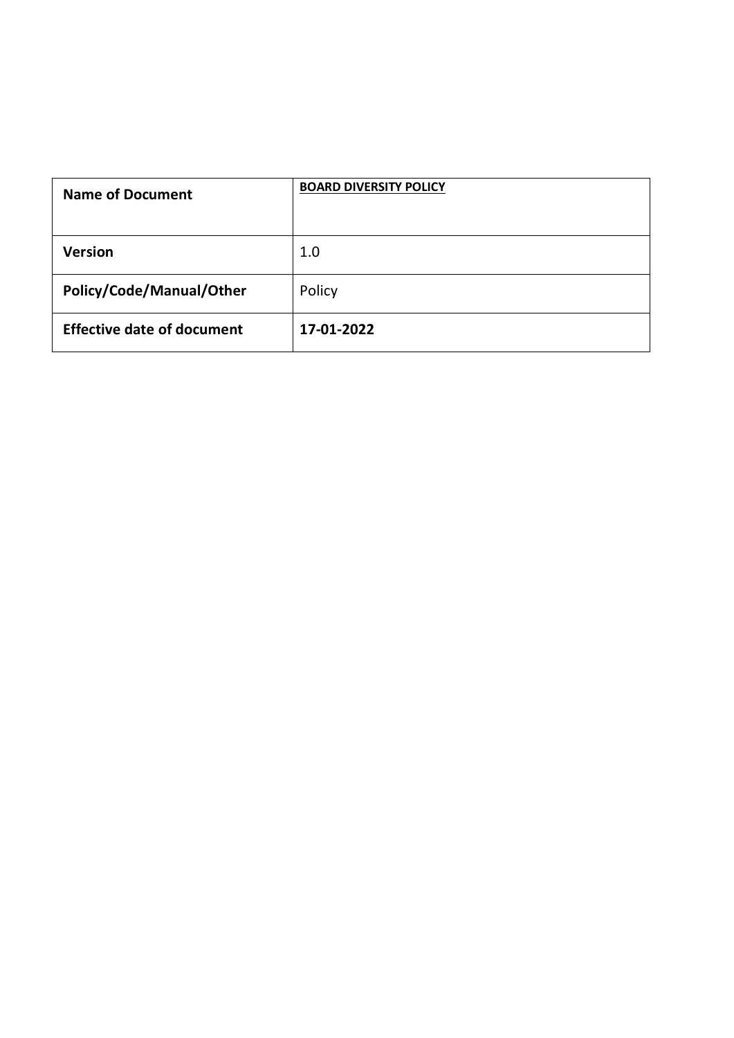| Name of Document | **BOARD DIVERSITY POLICY** |
| --- | --- |
| **Version** | 1.0 |
| **Policy/Code/Manual/Other** | Policy |
| **Effective date of document** | **17-01-2022** |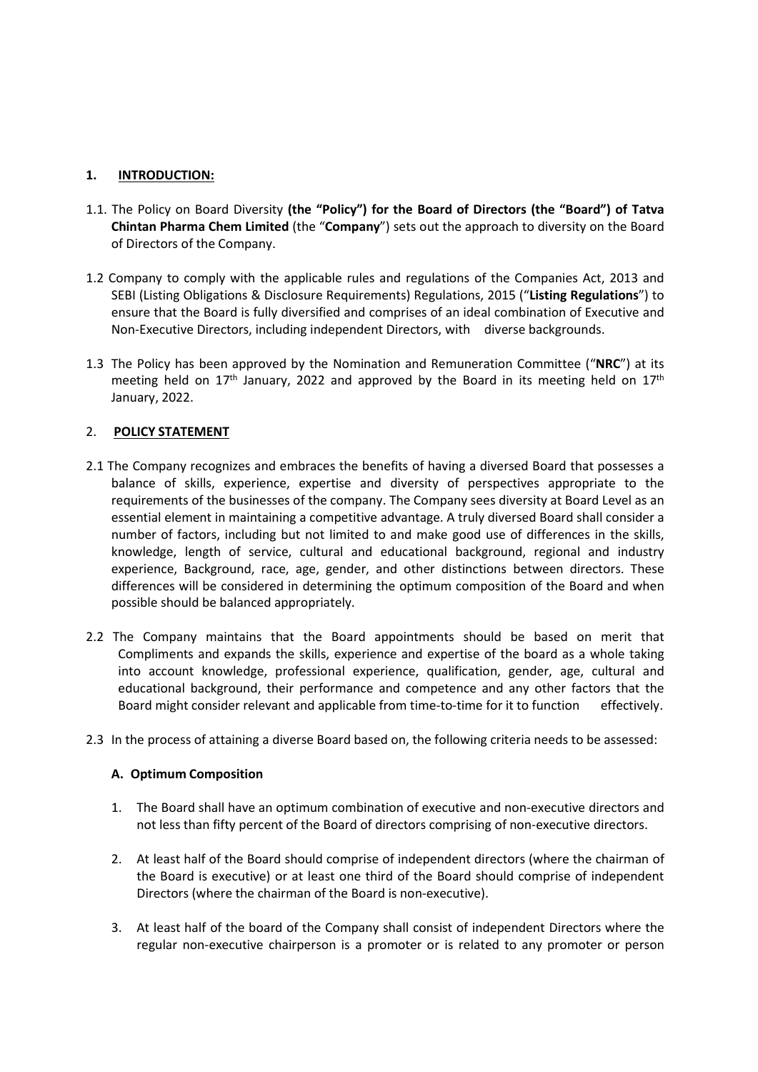## 1. INTRODUCTION:

1.1. The Policy on Board Diversity **(the "Policy") for the Board of Directors (the "Board") of Tatva Chintan Pharma Chem Limited** (the "**Company**") sets out the approach to diversity on the Board of Directors of the Company.

1.2 Company to comply with the applicable rules and regulations of the Companies Act, 2013 and SEBI (Listing Obligations & Disclosure Requirements) Regulations, 2015 ("**Listing Regulations**") to ensure that the Board is fully diversified and comprises of an ideal combination of Executive and Non-Executive Directors, including independent Directors, with diverse backgrounds.

1.3 The Policy has been approved by the Nomination and Remuneration Committee ("**NRC**") at its meeting held on 17th January, 2022 and approved by the Board in its meeting held on 17th January, 2022.

## 2. POLICY STATEMENT

2.1 The Company recognizes and embraces the benefits of having a diversed Board that possesses a balance of skills, experience, expertise and diversity of perspectives appropriate to the requirements of the businesses of the company. The Company sees diversity at Board Level as an essential element in maintaining a competitive advantage. A truly diversed Board shall consider a number of factors, including but not limited to and make good use of differences in the skills, knowledge, length of service, cultural and educational background, regional and industry experience, Background, race, age, gender, and other distinctions between directors. These differences will be considered in determining the optimum composition of the Board and when possible should be balanced appropriately.

2.2 The Company maintains that the Board appointments should be based on merit that Compliments and expands the skills, experience and expertise of the board as a whole taking into account knowledge, professional experience, qualification, gender, age, cultural and educational background, their performance and competence and any other factors that the Board might consider relevant and applicable from time-to-time for it to function effectively.

2.3 In the process of attaining a diverse Board based on, the following criteria needs to be assessed:

### A. Optimum Composition

1. The Board shall have an optimum combination of executive and non-executive directors and not less than fifty percent of the Board of directors comprising of non-executive directors.

2. At least half of the Board should comprise of independent directors (where the chairman of the Board is executive) or at least one third of the Board should comprise of independent Directors (where the chairman of the Board is non-executive).

3. At least half of the board of the Company shall consist of independent Directors where the regular non-executive chairperson is a promoter or is related to any promoter or person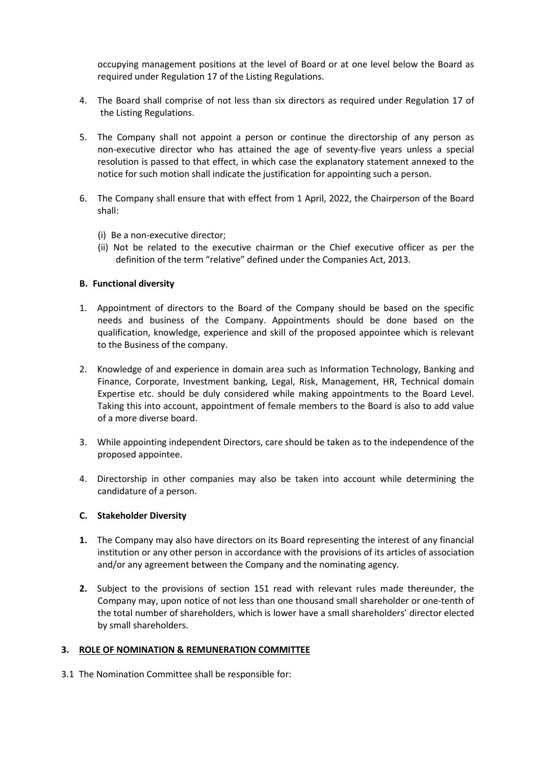occupying management positions at the level of Board or at one level below the Board as required under Regulation 17 of the Listing Regulations.

4. The Board shall comprise of not less than six directors as required under Regulation 17 of the Listing Regulations.

5. The Company shall not appoint a person or continue the directorship of any person as non-executive director who has attained the age of seventy-five years unless a special resolution is passed to that effect, in which case the explanatory statement annexed to the notice for such motion shall indicate the justification for appointing such a person.

6. The Company shall ensure that with effect from 1 April, 2022, the Chairperson of the Board shall:

   (i) Be a non-executive director;
   (ii) Not be related to the executive chairman or the Chief executive officer as per the definition of the term "relative" defined under the Companies Act, 2013.

**B. Functional diversity**

1. Appointment of directors to the Board of the Company should be based on the specific needs and business of the Company. Appointments should be done based on the qualification, knowledge, experience and skill of the proposed appointee which is relevant to the Business of the company.

2. Knowledge of and experience in domain area such as Information Technology, Banking and Finance, Corporate, Investment banking, Legal, Risk, Management, HR, Technical domain Expertise etc. should be duly considered while making appointments to the Board Level. Taking this into account, appointment of female members to the Board is also to add value of a more diverse board.

3. While appointing independent Directors, care should be taken as to the independence of the proposed appointee.

4. Directorship in other companies may also be taken into account while determining the candidature of a person.

**C. Stakeholder Diversity**

**1.** The Company may also have directors on its Board representing the interest of any financial institution or any other person in accordance with the provisions of its articles of association and/or any agreement between the Company and the nominating agency.

**2.** Subject to the provisions of section 151 read with relevant rules made thereunder, the Company may, upon notice of not less than one thousand small shareholder or one-tenth of the total number of shareholders, which is lower have a small shareholders' director elected by small shareholders.

## 3. ROLE OF NOMINATION & REMUNERATION COMMITTEE

3.1 The Nomination Committee shall be responsible for: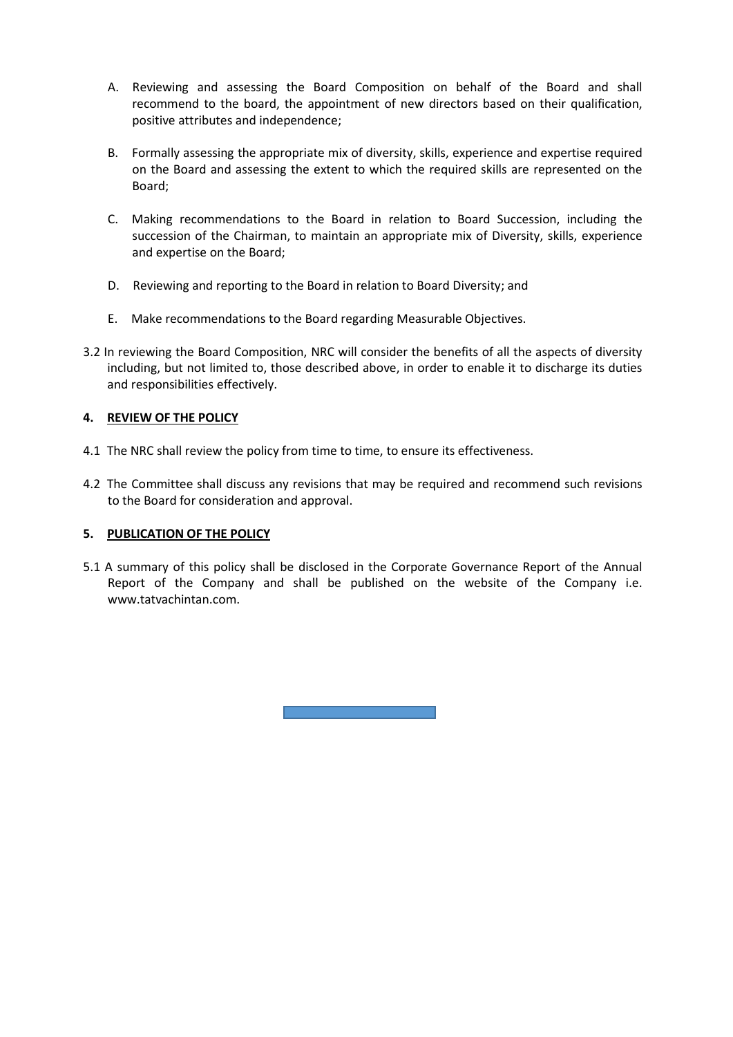A. Reviewing and assessing the Board Composition on behalf of the Board and shall recommend to the board, the appointment of new directors based on their qualification, positive attributes and independence;

B. Formally assessing the appropriate mix of diversity, skills, experience and expertise required on the Board and assessing the extent to which the required skills are represented on the Board;

C. Making recommendations to the Board in relation to Board Succession, including the succession of the Chairman, to maintain an appropriate mix of Diversity, skills, experience and expertise on the Board;

D. Reviewing and reporting to the Board in relation to Board Diversity; and

E. Make recommendations to the Board regarding Measurable Objectives.

3.2 In reviewing the Board Composition, NRC will consider the benefits of all the aspects of diversity including, but not limited to, those described above, in order to enable it to discharge its duties and responsibilities effectively.

**4. REVIEW OF THE POLICY**

4.1 The NRC shall review the policy from time to time, to ensure its effectiveness.

4.2 The Committee shall discuss any revisions that may be required and recommend such revisions to the Board for consideration and approval.

**5. PUBLICATION OF THE POLICY**

5.1 A summary of this policy shall be disclosed in the Corporate Governance Report of the Annual Report of the Company and shall be published on the website of the Company i.e. www.tatvachintan.com.